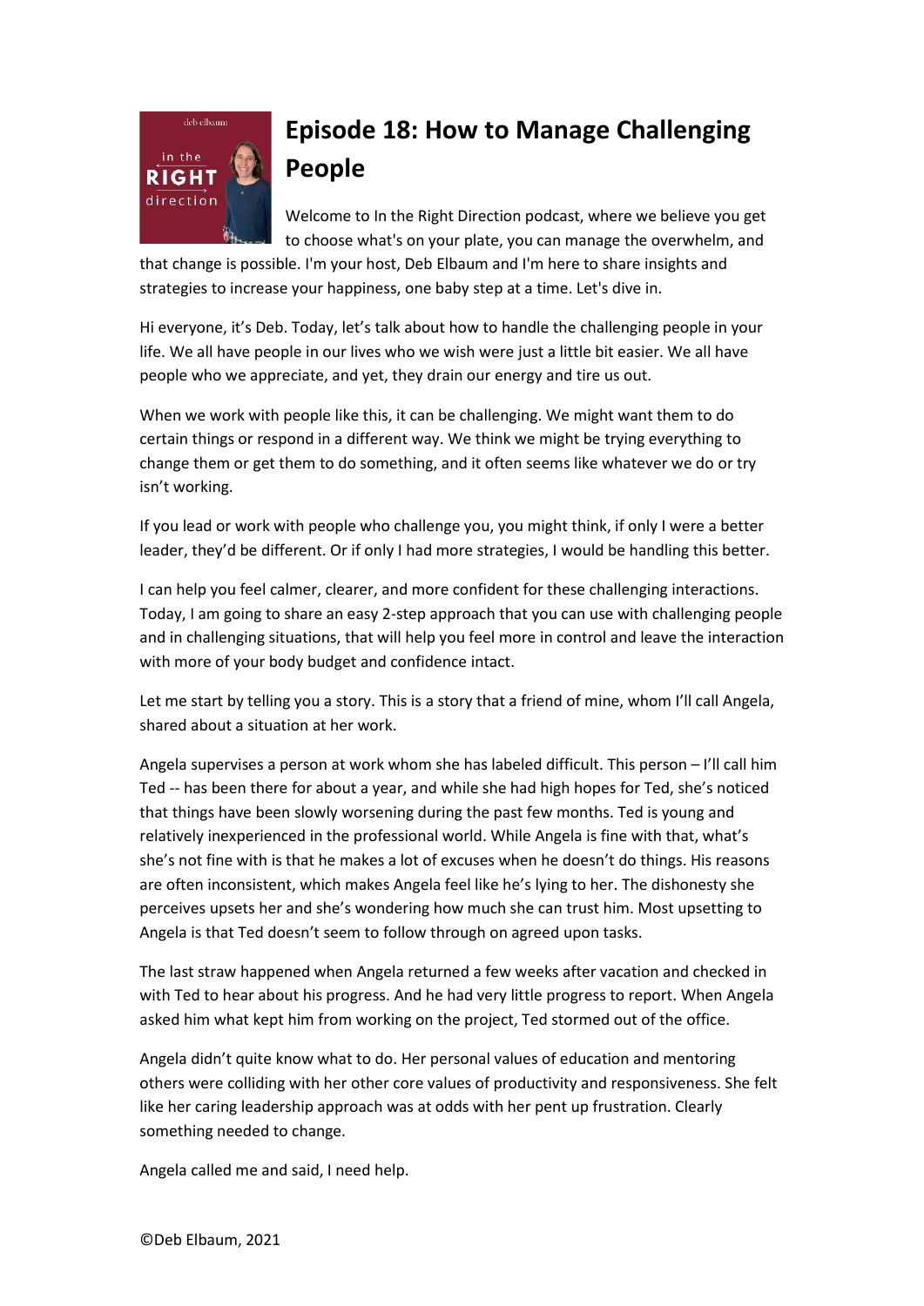# Episode 18: How to Manage Challenging People

Welcome to In the Right Direction podcast, where we believe you get to choose what's on your plate, you can manage the overwhelm, and that change is possible. I'm your host, Deb Elbaum and I'm here to share insights and strategies to increase your happiness, one baby step at a time. Let's dive in.

Hi everyone, it's Deb. Today, let's talk about how to handle the challenging people in your life. We all have people in our lives who we wish were just a little bit easier. We all have people who we appreciate, and yet, they drain our energy and tire us out.

When we work with people like this, it can be challenging. We might want them to do certain things or respond in a different way. We think we might be trying everything to change them or get them to do something, and it often seems like whatever we do or try isn't working.

If you lead or work with people who challenge you, you might think, if only I were a better leader, they'd be different. Or if only I had more strategies, I would be handling this better.

I can help you feel calmer, clearer, and more confident for these challenging interactions. Today, I am going to share an easy 2-step approach that you can use with challenging people and in challenging situations, that will help you feel more in control and leave the interaction with more of your body budget and confidence intact.

Let me start by telling you a story. This is a story that a friend of mine, whom I'll call Angela, shared about a situation at her work.

Angela supervises a person at work whom she has labeled difficult. This person – I'll call him Ted -- has been there for about a year, and while she had high hopes for Ted, she's noticed that things have been slowly worsening during the past few months. Ted is young and relatively inexperienced in the professional world. While Angela is fine with that, what's she's not fine with is that he makes a lot of excuses when he doesn't do things. His reasons are often inconsistent, which makes Angela feel like he's lying to her. The dishonesty she perceives upsets her and she's wondering how much she can trust him. Most upsetting to Angela is that Ted doesn't seem to follow through on agreed upon tasks.

The last straw happened when Angela returned a few weeks after vacation and checked in with Ted to hear about his progress. And he had very little progress to report. When Angela asked him what kept him from working on the project, Ted stormed out of the office.

Angela didn't quite know what to do. Her personal values of education and mentoring others were colliding with her other core values of productivity and responsiveness. She felt like her caring leadership approach was at odds with her pent up frustration. Clearly something needed to change.

Angela called me and said, I need help.

©Deb Elbaum, 2021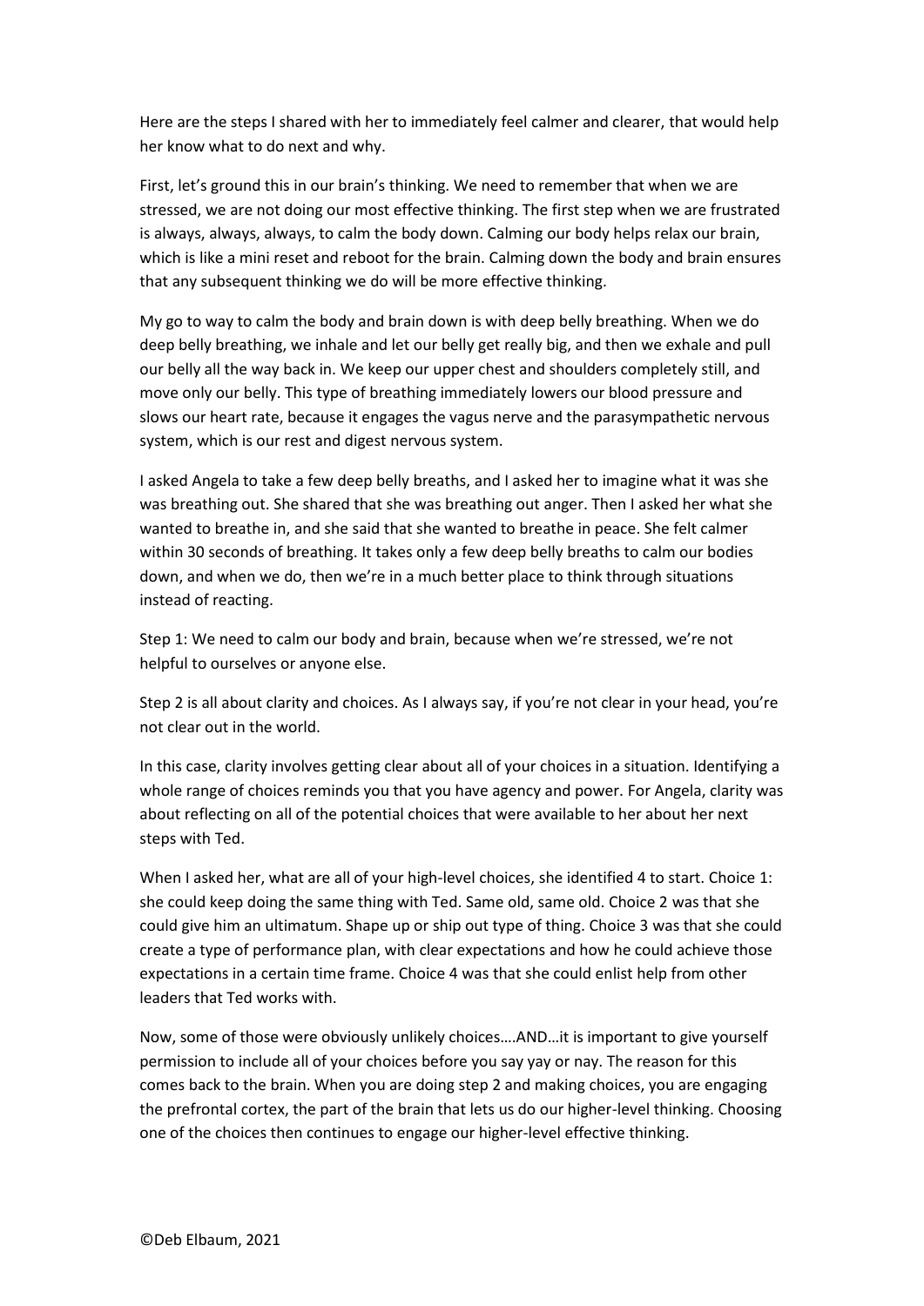Here are the steps I shared with her to immediately feel calmer and clearer, that would help her know what to do next and why.

First, let's ground this in our brain's thinking. We need to remember that when we are stressed, we are not doing our most effective thinking. The first step when we are frustrated is always, always, always, to calm the body down. Calming our body helps relax our brain, which is like a mini reset and reboot for the brain. Calming down the body and brain ensures that any subsequent thinking we do will be more effective thinking.

My go to way to calm the body and brain down is with deep belly breathing. When we do deep belly breathing, we inhale and let our belly get really big, and then we exhale and pull our belly all the way back in. We keep our upper chest and shoulders completely still, and move only our belly. This type of breathing immediately lowers our blood pressure and slows our heart rate, because it engages the vagus nerve and the parasympathetic nervous system, which is our rest and digest nervous system.

I asked Angela to take a few deep belly breaths, and I asked her to imagine what it was she was breathing out. She shared that she was breathing out anger. Then I asked her what she wanted to breathe in, and she said that she wanted to breathe in peace. She felt calmer within 30 seconds of breathing. It takes only a few deep belly breaths to calm our bodies down, and when we do, then we're in a much better place to think through situations instead of reacting.

Step 1: We need to calm our body and brain, because when we're stressed, we're not helpful to ourselves or anyone else.

Step 2 is all about clarity and choices. As I always say, if you're not clear in your head, you're not clear out in the world.

In this case, clarity involves getting clear about all of your choices in a situation. Identifying a whole range of choices reminds you that you have agency and power. For Angela, clarity was about reflecting on all of the potential choices that were available to her about her next steps with Ted.

When I asked her, what are all of your high-level choices, she identified 4 to start. Choice 1: she could keep doing the same thing with Ted. Same old, same old. Choice 2 was that she could give him an ultimatum. Shape up or ship out type of thing. Choice 3 was that she could create a type of performance plan, with clear expectations and how he could achieve those expectations in a certain time frame. Choice 4 was that she could enlist help from other leaders that Ted works with.

Now, some of those were obviously unlikely choices….AND…it is important to give yourself permission to include all of your choices before you say yay or nay. The reason for this comes back to the brain. When you are doing step 2 and making choices, you are engaging the prefrontal cortex, the part of the brain that lets us do our higher-level thinking. Choosing one of the choices then continues to engage our higher-level effective thinking.

©Deb Elbaum, 2021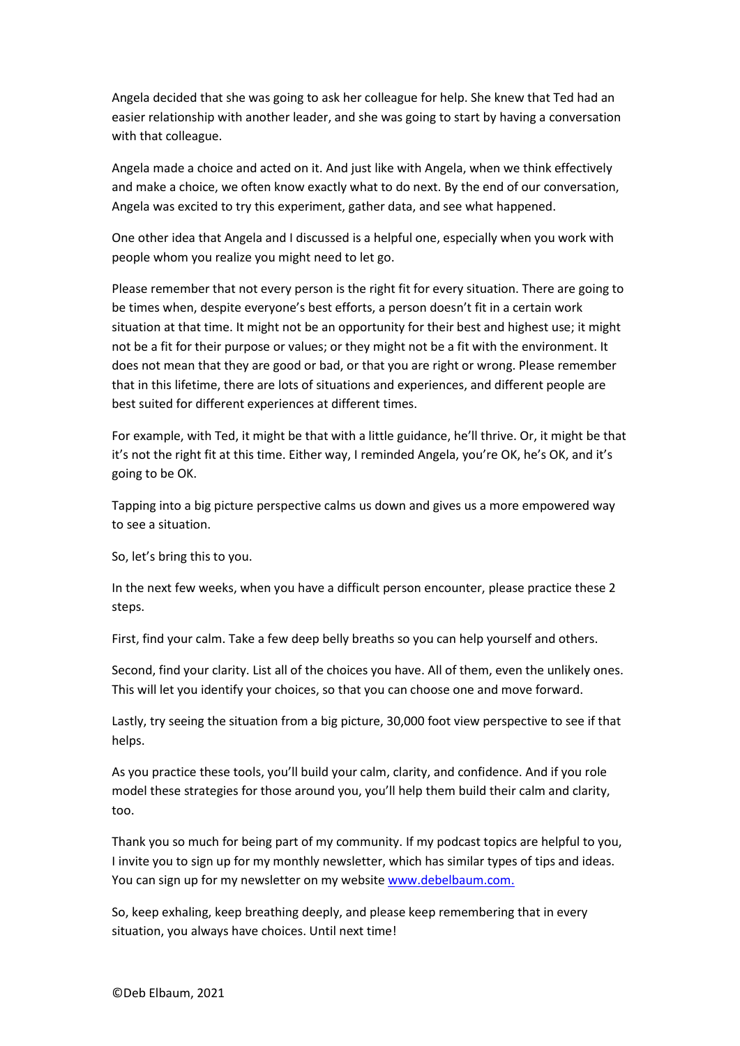Angela decided that she was going to ask her colleague for help. She knew that Ted had an easier relationship with another leader, and she was going to start by having a conversation with that colleague.

Angela made a choice and acted on it. And just like with Angela, when we think effectively and make a choice, we often know exactly what to do next. By the end of our conversation, Angela was excited to try this experiment, gather data, and see what happened.

One other idea that Angela and I discussed is a helpful one, especially when you work with people whom you realize you might need to let go.

Please remember that not every person is the right fit for every situation. There are going to be times when, despite everyone's best efforts, a person doesn't fit in a certain work situation at that time. It might not be an opportunity for their best and highest use; it might not be a fit for their purpose or values; or they might not be a fit with the environment. It does not mean that they are good or bad, or that you are right or wrong. Please remember that in this lifetime, there are lots of situations and experiences, and different people are best suited for different experiences at different times.

For example, with Ted, it might be that with a little guidance, he'll thrive. Or, it might be that it's not the right fit at this time. Either way, I reminded Angela, you're OK, he's OK, and it's going to be OK.

Tapping into a big picture perspective calms us down and gives us a more empowered way to see a situation.

So, let's bring this to you.

In the next few weeks, when you have a difficult person encounter, please practice these 2 steps.

First, find your calm. Take a few deep belly breaths so you can help yourself and others.

Second, find your clarity. List all of the choices you have. All of them, even the unlikely ones. This will let you identify your choices, so that you can choose one and move forward.

Lastly, try seeing the situation from a big picture, 30,000 foot view perspective to see if that helps.

As you practice these tools, you'll build your calm, clarity, and confidence. And if you role model these strategies for those around you, you'll help them build their calm and clarity, too.

Thank you so much for being part of my community. If my podcast topics are helpful to you, I invite you to sign up for my monthly newsletter, which has similar types of tips and ideas. You can sign up for my newsletter on my website www.debelbaum.com.

So, keep exhaling, keep breathing deeply, and please keep remembering that in every situation, you always have choices. Until next time!

©Deb Elbaum, 2021